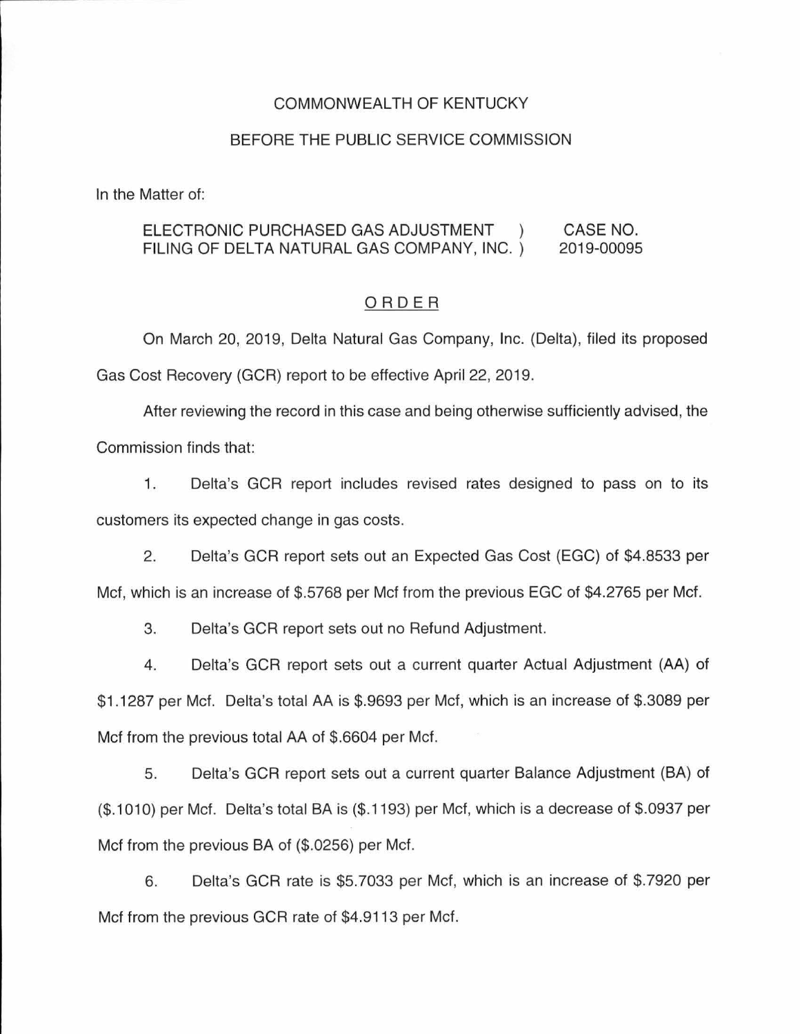COMMONWEALTH OF KENTUCKY

BEFORE THE PUBLIC SERVICE COMMISSION

In the Matter of:

ELECTRONIC PURCHASED GAS ADJUSTMENT FILING OF DELTA NATURAL GAS COMPANY, INC. ) CASE NO. 2019-00095

## ORDER

On March 20, 2019, Delta Natural Gas Company, Inc. (Delta), filed its proposed Gas Cost Recovery (GCR) report to be effective April 22, 2019.

After reviewing the record in this case and being otherwise sufficiently advised, the Commission finds that:

1. Delta's GCR report includes revised rates designed to pass on to its customers its expected change in gas costs.

2. Delta's GCR report sets out an Expected Gas Cost (EGC) of $4.8533 per Mcf, which is an increase of $.5768 per Mcf from the previous EGC of $4.2765 per Mcf.

3. Delta's GCR report sets out no Refund Adjustment.

4. Delta's GCR report sets out a current quarter Actual Adjustment (AA) of $1.1287 per Mcf. Delta's total AA is $.9693 per Mcf, which is an increase of $.3089 per Mcf from the previous total AA of $.6604 per Mcf.

5. Delta's GCR report sets out a current quarter Balance Adjustment (BA) of ($.1010) per Mcf. Delta's total BA is ($.1193) per Mcf, which is a decrease of $.0937 per Mcf from the previous BA of ($.0256) per Mcf.

6. Delta's GCR rate is $5.7033 per Mcf, which is an increase of $.7920 per Mcf from the previous GCR rate of $4.9113 per Mcf.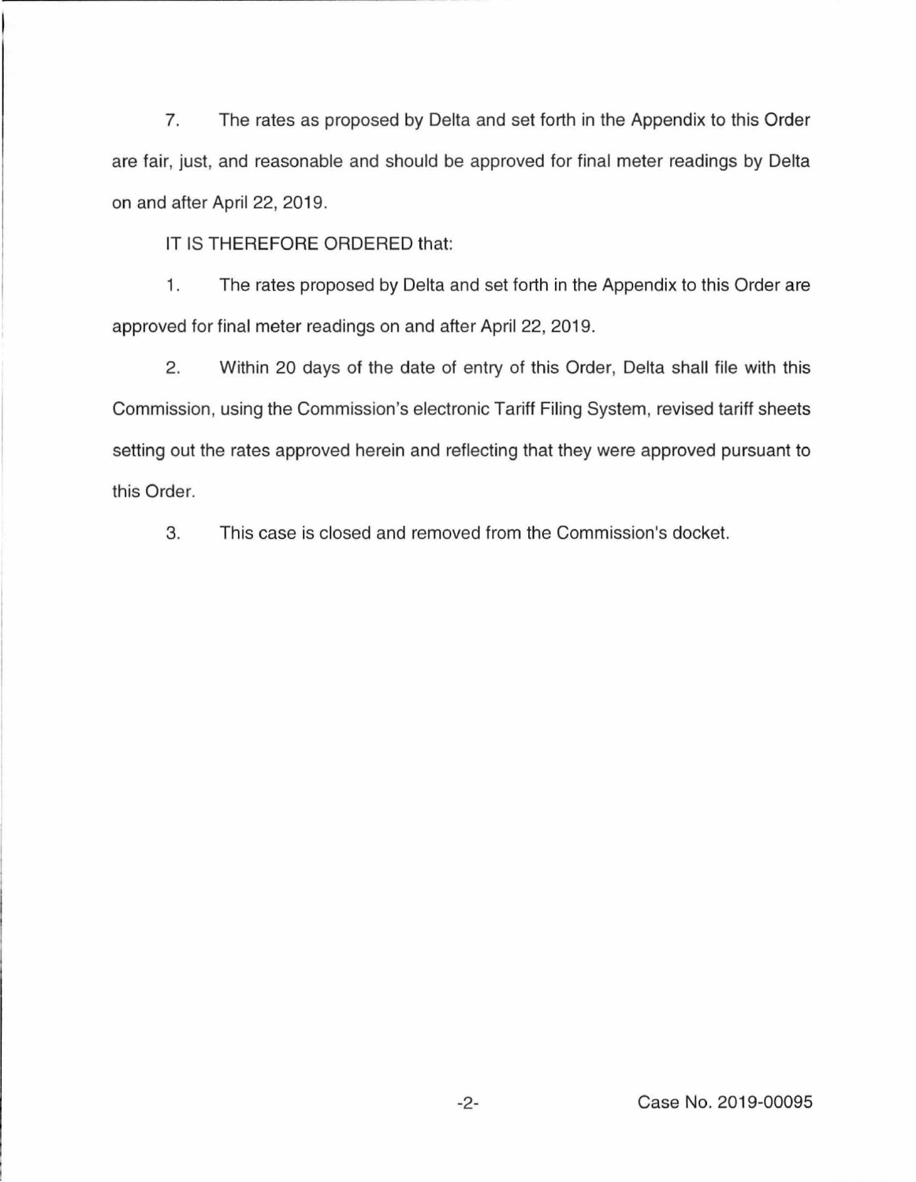7. The rates as proposed by Delta and set forth in the Appendix to this Order are fair, just, and reasonable and should be approved for final meter readings by Delta on and after April 22, 2019.

IT IS THEREFORE ORDERED that:

1. The rates proposed by Delta and set forth in the Appendix to this Order are approved for final meter readings on and after April 22, 2019.

2. Within 20 days of the date of entry of this Order, Delta shall file with this Commission, using the Commission's electronic Tariff Filing System, revised tariff sheets setting out the rates approved herein and reflecting that they were approved pursuant to this Order.

3. This case is closed and removed from the Commission's docket.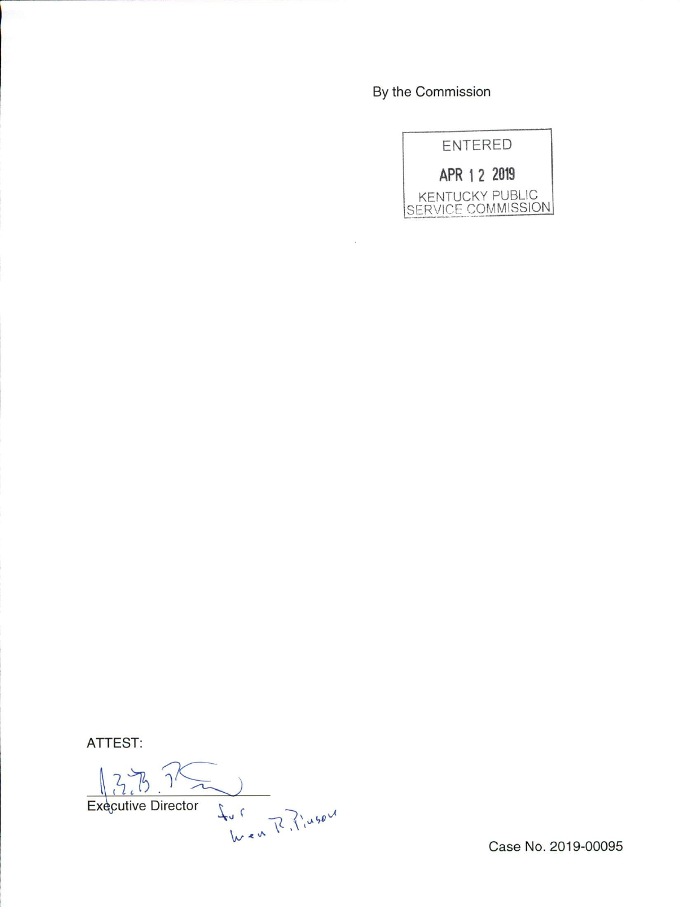By the Commission

ENTERED

APR 12 2019

KENTUCKY PUBLIC SERVICE COMMISSION

ATTEST:

Executive Director

for Gwen R. Pinson

Case No. 2019-00095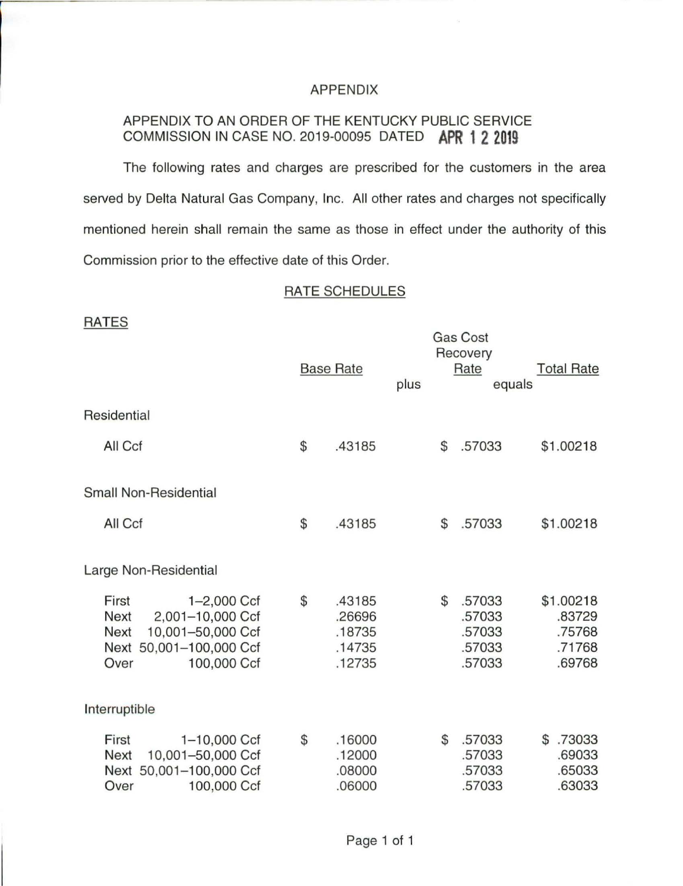# APPENDIX

APPENDIX TO AN ORDER OF THE KENTUCKY PUBLIC SERVICE COMMISSION IN CASE NO. 2019-00095 DATED APR 1 2 2019

The following rates and charges are prescribed for the customers in the area served by Delta Natural Gas Company, Inc. All other rates and charges not specifically mentioned herein shall remain the same as those in effect under the authority of this Commission prior to the effective date of this Order.

## RATE SCHEDULES

### RATES

| | Base Rate | plus | Gas Cost Recovery Rate | equals | Total Rate |
|---|---|---|---|---|---|
| **Residential** | | | | | |
| All Ccf | $ .43185 | | $ .57033 | | $1.00218 |
| **Small Non-Residential** | | | | | |
| All Ccf | $ .43185 | | $ .57033 | | $1.00218 |
| **Large Non-Residential** | | | | | |
| First 1–2,000 Ccf | $ .43185 | | $ .57033 | | $1.00218 |
| Next 2,001–10,000 Ccf | .26696 | | .57033 | | .83729 |
| Next 10,001–50,000 Ccf | .18735 | | .57033 | | .75768 |
| Next 50,001–100,000 Ccf | .14735 | | .57033 | | .71768 |
| Over 100,000 Ccf | .12735 | | .57033 | | .69768 |
| **Interruptible** | | | | | |
| First 1–10,000 Ccf | $ .16000 | | $ .57033 | | $ .73033 |
| Next 10,001–50,000 Ccf | .12000 | | .57033 | | .69033 |
| Next 50,001–100,000 Ccf | .08000 | | .57033 | | .65033 |
| Over 100,000 Ccf | .06000 | | .57033 | | .63033 |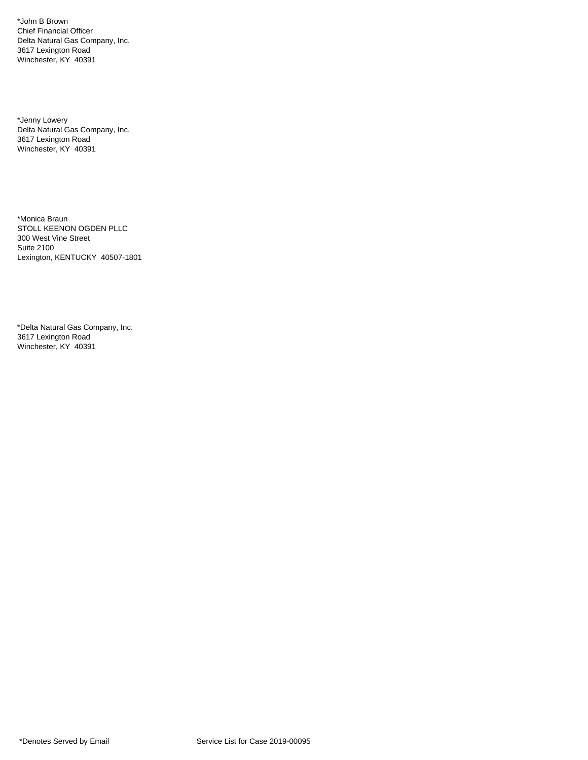*John B Brown
Chief Financial Officer
Delta Natural Gas Company, Inc.
3617 Lexington Road
Winchester, KY  40391

*Jenny Lowery
Delta Natural Gas Company, Inc.
3617 Lexington Road
Winchester, KY  40391

*Monica Braun
STOLL KEENON OGDEN PLLC
300 West Vine Street
Suite 2100
Lexington, KENTUCKY  40507-1801

*Delta Natural Gas Company, Inc.
3617 Lexington Road
Winchester, KY  40391

*Denotes Served by Email

Service List for Case 2019-00095